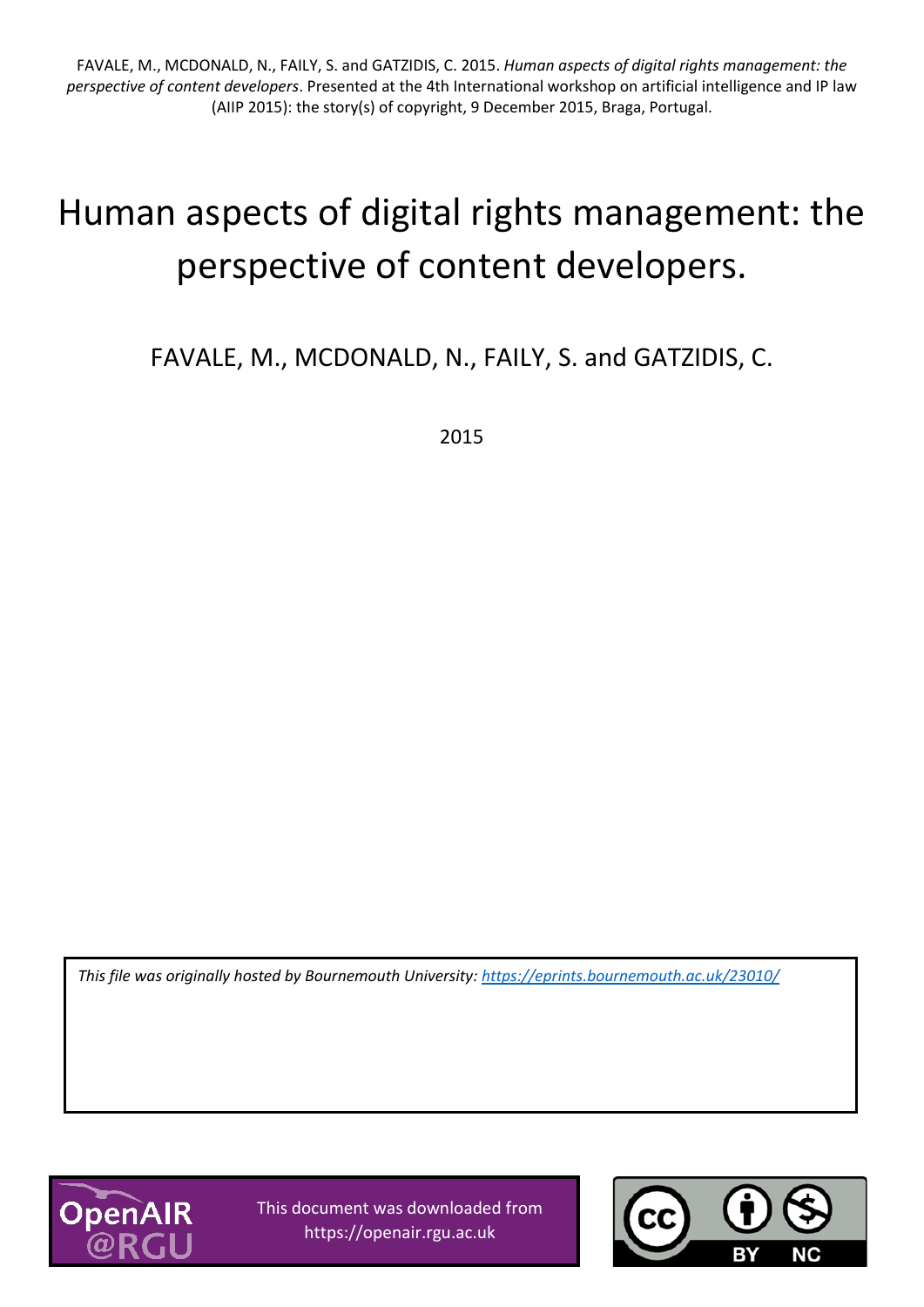FAVALE, M., MCDONALD, N., FAILY, S. and GATZIDIS, C. 2015. *Human aspects of digital rights management: the perspective of content developers*. Presented at the 4th International workshop on artificial intelligence and IP law (AIIP 2015): the story(s) of copyright, 9 December 2015, Braga, Portugal.

# Human aspects of digital rights management: the perspective of content developers.

FAVALE, M., MCDONALD, N., FAILY, S. and GATZIDIS, C.

2015

*This file was originally hosted by Bournemouth University: https://eprints.bournemouth.ac.uk/23010/*

This document was downloaded from https://openair.rgu.ac.uk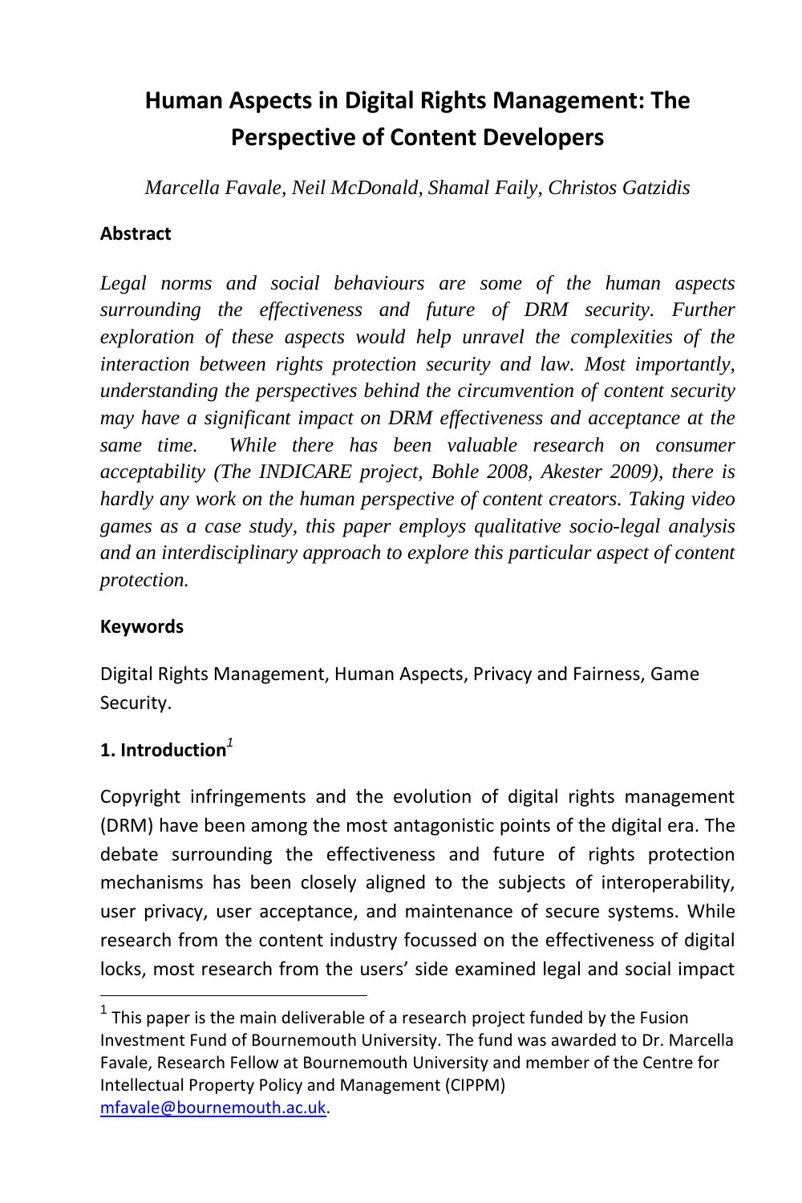# Human Aspects in Digital Rights Management: The Perspective of Content Developers

*Marcella Favale, Neil McDonald, Shamal Faily, Christos Gatzidis*

**Abstract**

*Legal norms and social behaviours are some of the human aspects surrounding the effectiveness and future of DRM security. Further exploration of these aspects would help unravel the complexities of the interaction between rights protection security and law. Most importantly, understanding the perspectives behind the circumvention of content security may have a significant impact on DRM effectiveness and acceptance at the same time. While there has been valuable research on consumer acceptability (The INDICARE project, Bohle 2008, Akester 2009), there is hardly any work on the human perspective of content creators. Taking video games as a case study, this paper employs qualitative socio-legal analysis and an interdisciplinary approach to explore this particular aspect of content protection.*

**Keywords**

Digital Rights Management, Human Aspects, Privacy and Fairness, Game Security.

## 1. Introduction[1]

Copyright infringements and the evolution of digital rights management (DRM) have been among the most antagonistic points of the digital era. The debate surrounding the effectiveness and future of rights protection mechanisms has been closely aligned to the subjects of interoperability, user privacy, user acceptance, and maintenance of secure systems. While research from the content industry focussed on the effectiveness of digital locks, most research from the users' side examined legal and social impact

[1] This paper is the main deliverable of a research project funded by the Fusion Investment Fund of Bournemouth University. The fund was awarded to Dr. Marcella Favale, Research Fellow at Bournemouth University and member of the Centre for Intellectual Property Policy and Management (CIPPM) mfavale@bournemouth.ac.uk.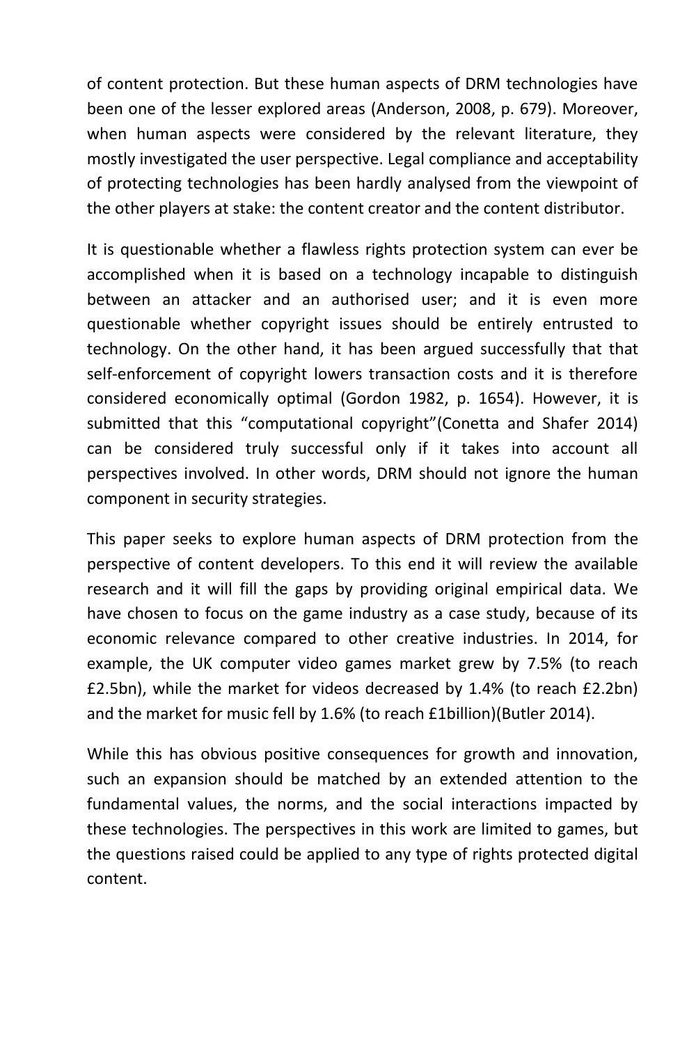of content protection. But these human aspects of DRM technologies have been one of the lesser explored areas (Anderson, 2008, p. 679). Moreover, when human aspects were considered by the relevant literature, they mostly investigated the user perspective. Legal compliance and acceptability of protecting technologies has been hardly analysed from the viewpoint of the other players at stake: the content creator and the content distributor.

It is questionable whether a flawless rights protection system can ever be accomplished when it is based on a technology incapable to distinguish between an attacker and an authorised user; and it is even more questionable whether copyright issues should be entirely entrusted to technology. On the other hand, it has been argued successfully that that self-enforcement of copyright lowers transaction costs and it is therefore considered economically optimal (Gordon 1982, p. 1654). However, it is submitted that this "computational copyright"(Conetta and Shafer 2014) can be considered truly successful only if it takes into account all perspectives involved. In other words, DRM should not ignore the human component in security strategies.

This paper seeks to explore human aspects of DRM protection from the perspective of content developers. To this end it will review the available research and it will fill the gaps by providing original empirical data. We have chosen to focus on the game industry as a case study, because of its economic relevance compared to other creative industries. In 2014, for example, the UK computer video games market grew by 7.5% (to reach £2.5bn), while the market for videos decreased by 1.4% (to reach £2.2bn) and the market for music fell by 1.6% (to reach £1billion)(Butler 2014).

While this has obvious positive consequences for growth and innovation, such an expansion should be matched by an extended attention to the fundamental values, the norms, and the social interactions impacted by these technologies. The perspectives in this work are limited to games, but the questions raised could be applied to any type of rights protected digital content.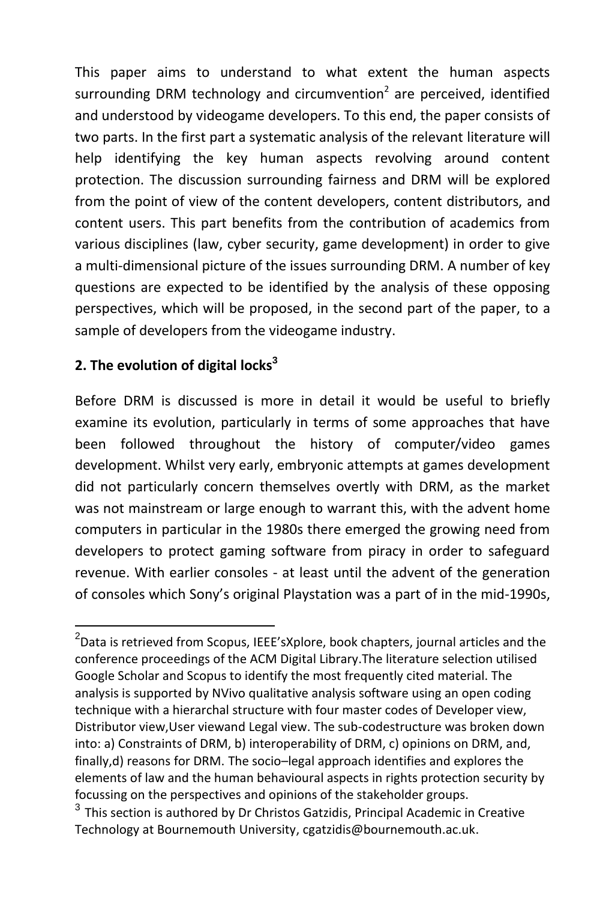This paper aims to understand to what extent the human aspects surrounding DRM technology and circumvention[2] are perceived, identified and understood by videogame developers. To this end, the paper consists of two parts. In the first part a systematic analysis of the relevant literature will help identifying the key human aspects revolving around content protection. The discussion surrounding fairness and DRM will be explored from the point of view of the content developers, content distributors, and content users. This part benefits from the contribution of academics from various disciplines (law, cyber security, game development) in order to give a multi-dimensional picture of the issues surrounding DRM. A number of key questions are expected to be identified by the analysis of these opposing perspectives, which will be proposed, in the second part of the paper, to a sample of developers from the videogame industry.

## 2. The evolution of digital locks[3]

Before DRM is discussed is more in detail it would be useful to briefly examine its evolution, particularly in terms of some approaches that have been followed throughout the history of computer/video games development. Whilst very early, embryonic attempts at games development did not particularly concern themselves overtly with DRM, as the market was not mainstream or large enough to warrant this, with the advent home computers in particular in the 1980s there emerged the growing need from developers to protect gaming software from piracy in order to safeguard revenue. With earlier consoles - at least until the advent of the generation of consoles which Sony's original Playstation was a part of in the mid-1990s,

---

[2] Data is retrieved from Scopus, IEEE'sXplore, book chapters, journal articles and the conference proceedings of the ACM Digital Library.The literature selection utilised Google Scholar and Scopus to identify the most frequently cited material. The analysis is supported by NVivo qualitative analysis software using an open coding technique with a hierarchal structure with four master codes of Developer view, Distributor view,User viewand Legal view. The sub-codestructure was broken down into: a) Constraints of DRM, b) interoperability of DRM, c) opinions on DRM, and, finally,d) reasons for DRM. The socio–legal approach identifies and explores the elements of law and the human behavioural aspects in rights protection security by focussing on the perspectives and opinions of the stakeholder groups.

[3] This section is authored by Dr Christos Gatzidis, Principal Academic in Creative Technology at Bournemouth University, cgatzidis@bournemouth.ac.uk.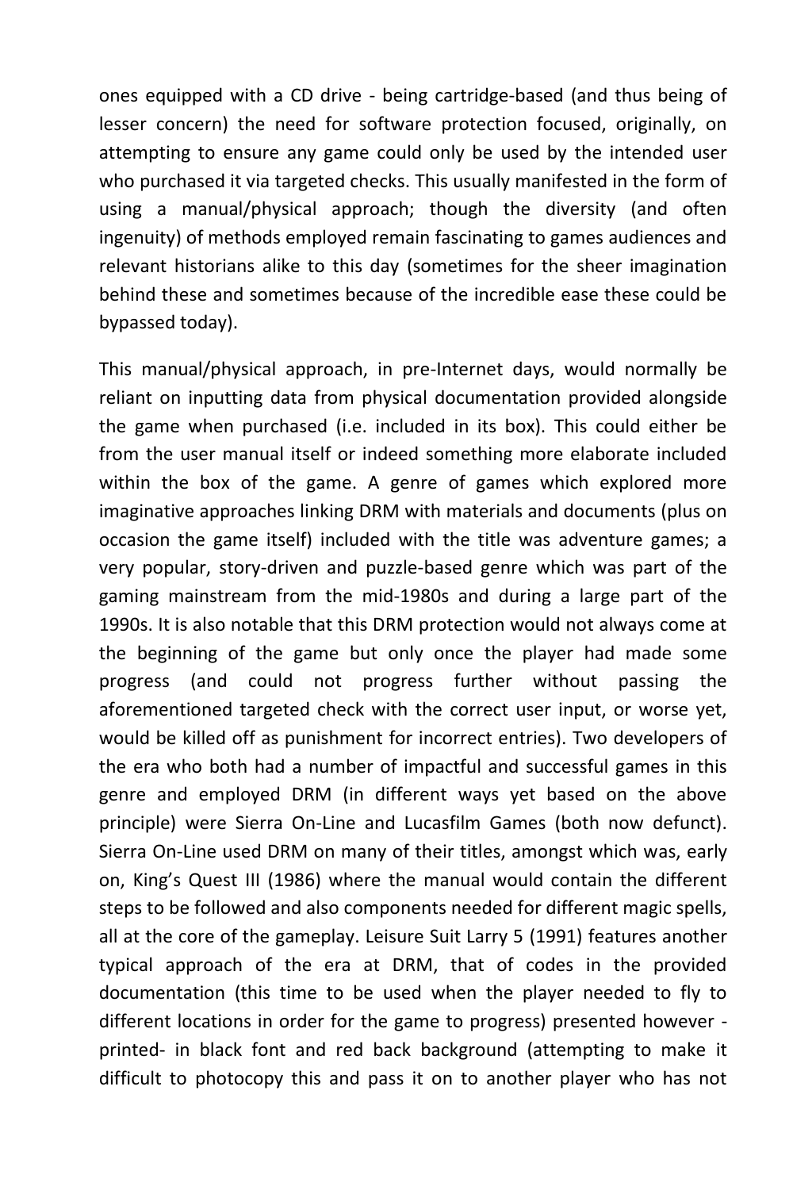ones equipped with a CD drive - being cartridge-based (and thus being of lesser concern) the need for software protection focused, originally, on attempting to ensure any game could only be used by the intended user who purchased it via targeted checks. This usually manifested in the form of using a manual/physical approach; though the diversity (and often ingenuity) of methods employed remain fascinating to games audiences and relevant historians alike to this day (sometimes for the sheer imagination behind these and sometimes because of the incredible ease these could be bypassed today).

This manual/physical approach, in pre-Internet days, would normally be reliant on inputting data from physical documentation provided alongside the game when purchased (i.e. included in its box). This could either be from the user manual itself or indeed something more elaborate included within the box of the game. A genre of games which explored more imaginative approaches linking DRM with materials and documents (plus on occasion the game itself) included with the title was adventure games; a very popular, story-driven and puzzle-based genre which was part of the gaming mainstream from the mid-1980s and during a large part of the 1990s. It is also notable that this DRM protection would not always come at the beginning of the game but only once the player had made some progress (and could not progress further without passing the aforementioned targeted check with the correct user input, or worse yet, would be killed off as punishment for incorrect entries). Two developers of the era who both had a number of impactful and successful games in this genre and employed DRM (in different ways yet based on the above principle) were Sierra On-Line and Lucasfilm Games (both now defunct). Sierra On-Line used DRM on many of their titles, amongst which was, early on, King's Quest III (1986) where the manual would contain the different steps to be followed and also components needed for different magic spells, all at the core of the gameplay. Leisure Suit Larry 5 (1991) features another typical approach of the era at DRM, that of codes in the provided documentation (this time to be used when the player needed to fly to different locations in order for the game to progress) presented however - printed- in black font and red back background (attempting to make it difficult to photocopy this and pass it on to another player who has not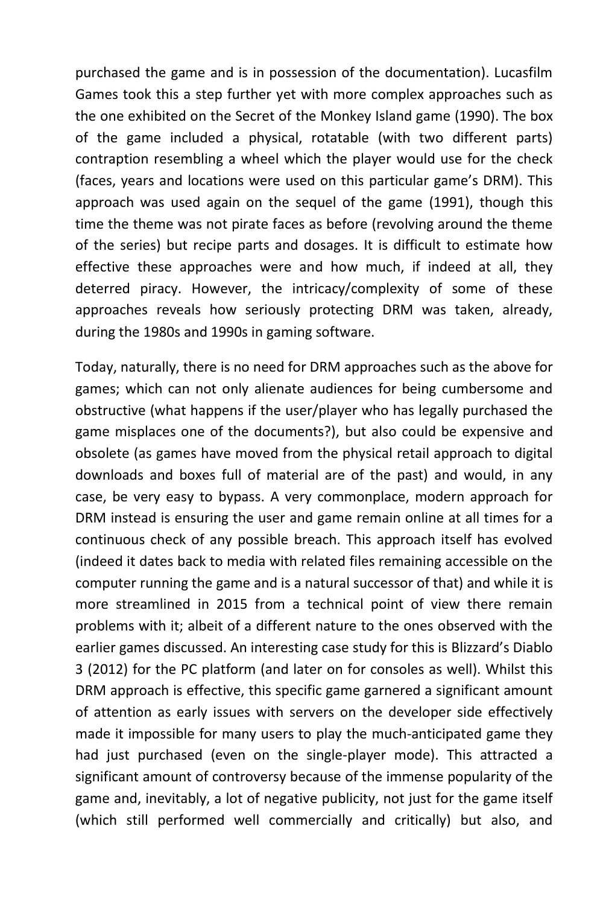purchased the game and is in possession of the documentation). Lucasfilm Games took this a step further yet with more complex approaches such as the one exhibited on the Secret of the Monkey Island game (1990). The box of the game included a physical, rotatable (with two different parts) contraption resembling a wheel which the player would use for the check (faces, years and locations were used on this particular game's DRM). This approach was used again on the sequel of the game (1991), though this time the theme was not pirate faces as before (revolving around the theme of the series) but recipe parts and dosages. It is difficult to estimate how effective these approaches were and how much, if indeed at all, they deterred piracy. However, the intricacy/complexity of some of these approaches reveals how seriously protecting DRM was taken, already, during the 1980s and 1990s in gaming software.

Today, naturally, there is no need for DRM approaches such as the above for games; which can not only alienate audiences for being cumbersome and obstructive (what happens if the user/player who has legally purchased the game misplaces one of the documents?), but also could be expensive and obsolete (as games have moved from the physical retail approach to digital downloads and boxes full of material are of the past) and would, in any case, be very easy to bypass. A very commonplace, modern approach for DRM instead is ensuring the user and game remain online at all times for a continuous check of any possible breach. This approach itself has evolved (indeed it dates back to media with related files remaining accessible on the computer running the game and is a natural successor of that) and while it is more streamlined in 2015 from a technical point of view there remain problems with it; albeit of a different nature to the ones observed with the earlier games discussed. An interesting case study for this is Blizzard's Diablo 3 (2012) for the PC platform (and later on for consoles as well). Whilst this DRM approach is effective, this specific game garnered a significant amount of attention as early issues with servers on the developer side effectively made it impossible for many users to play the much-anticipated game they had just purchased (even on the single-player mode). This attracted a significant amount of controversy because of the immense popularity of the game and, inevitably, a lot of negative publicity, not just for the game itself (which still performed well commercially and critically) but also, and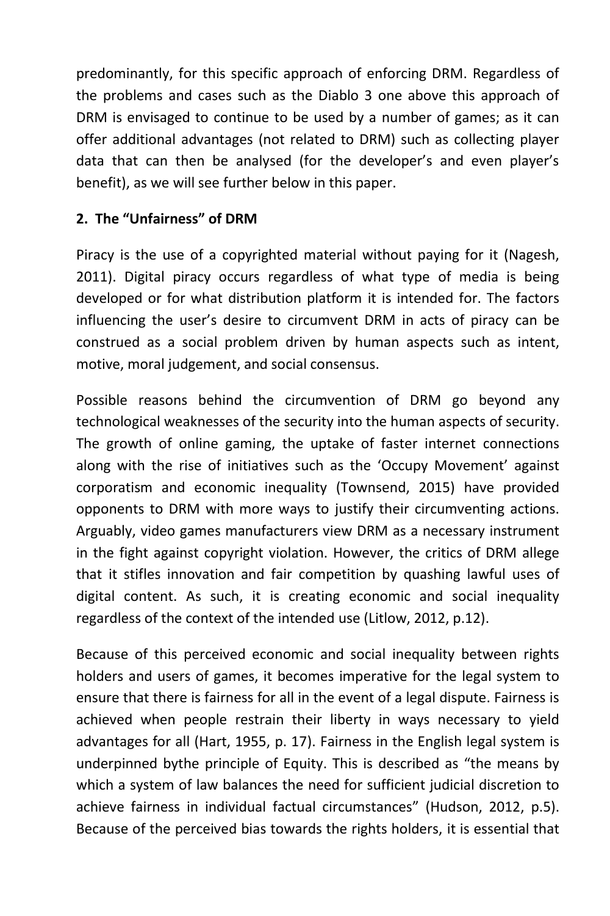predominantly, for this specific approach of enforcing DRM. Regardless of the problems and cases such as the Diablo 3 one above this approach of DRM is envisaged to continue to be used by a number of games; as it can offer additional advantages (not related to DRM) such as collecting player data that can then be analysed (for the developer's and even player's benefit), as we will see further below in this paper.

## 2. The "Unfairness" of DRM

Piracy is the use of a copyrighted material without paying for it (Nagesh, 2011). Digital piracy occurs regardless of what type of media is being developed or for what distribution platform it is intended for. The factors influencing the user's desire to circumvent DRM in acts of piracy can be construed as a social problem driven by human aspects such as intent, motive, moral judgement, and social consensus.

Possible reasons behind the circumvention of DRM go beyond any technological weaknesses of the security into the human aspects of security. The growth of online gaming, the uptake of faster internet connections along with the rise of initiatives such as the 'Occupy Movement' against corporatism and economic inequality (Townsend, 2015) have provided opponents to DRM with more ways to justify their circumventing actions. Arguably, video games manufacturers view DRM as a necessary instrument in the fight against copyright violation. However, the critics of DRM allege that it stifles innovation and fair competition by quashing lawful uses of digital content. As such, it is creating economic and social inequality regardless of the context of the intended use (Litlow, 2012, p.12).

Because of this perceived economic and social inequality between rights holders and users of games, it becomes imperative for the legal system to ensure that there is fairness for all in the event of a legal dispute. Fairness is achieved when people restrain their liberty in ways necessary to yield advantages for all (Hart, 1955, p. 17). Fairness in the English legal system is underpinned bythe principle of Equity. This is described as "the means by which a system of law balances the need for sufficient judicial discretion to achieve fairness in individual factual circumstances" (Hudson, 2012, p.5). Because of the perceived bias towards the rights holders, it is essential that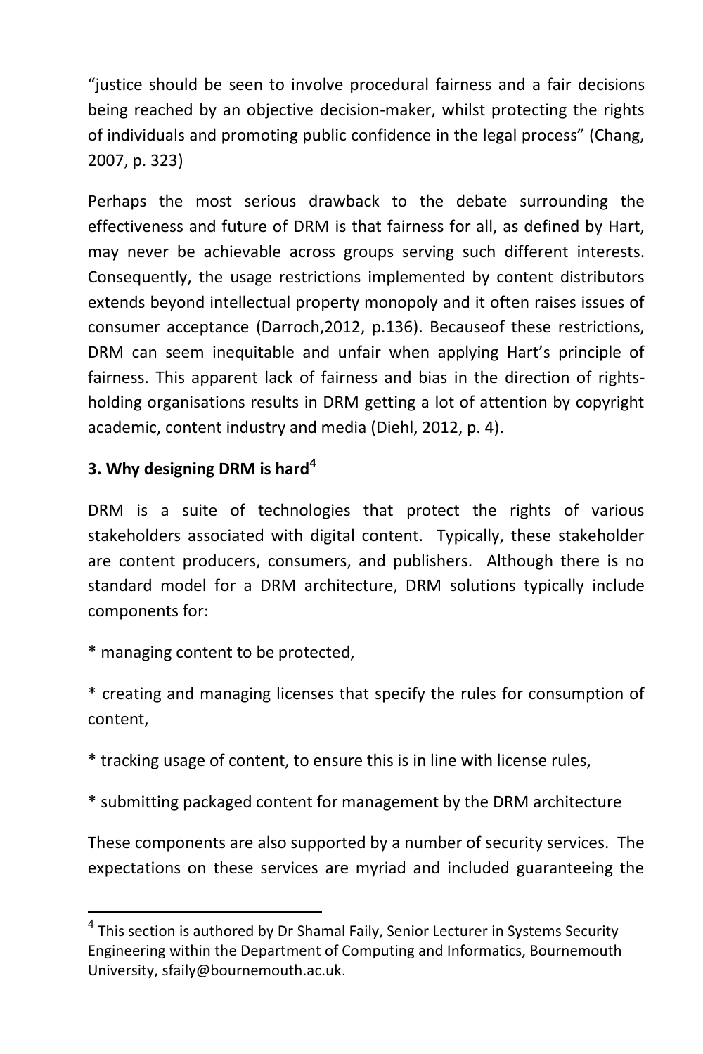"justice should be seen to involve procedural fairness and a fair decisions being reached by an objective decision-maker, whilst protecting the rights of individuals and promoting public confidence in the legal process" (Chang, 2007, p. 323)

Perhaps the most serious drawback to the debate surrounding the effectiveness and future of DRM is that fairness for all, as defined by Hart, may never be achievable across groups serving such different interests. Consequently, the usage restrictions implemented by content distributors extends beyond intellectual property monopoly and it often raises issues of consumer acceptance (Darroch,2012, p.136). Becauseof these restrictions, DRM can seem inequitable and unfair when applying Hart's principle of fairness. This apparent lack of fairness and bias in the direction of rights-holding organisations results in DRM getting a lot of attention by copyright academic, content industry and media (Diehl, 2012, p. 4).

### 3. Why designing DRM is hard[4]

DRM is a suite of technologies that protect the rights of various stakeholders associated with digital content. Typically, these stakeholder are content producers, consumers, and publishers. Although there is no standard model for a DRM architecture, DRM solutions typically include components for:

* managing content to be protected,

* creating and managing licenses that specify the rules for consumption of content,

* tracking usage of content, to ensure this is in line with license rules,

* submitting packaged content for management by the DRM architecture

These components are also supported by a number of security services. The expectations on these services are myriad and included guaranteeing the

[4] This section is authored by Dr Shamal Faily, Senior Lecturer in Systems Security Engineering within the Department of Computing and Informatics, Bournemouth University, sfaily@bournemouth.ac.uk.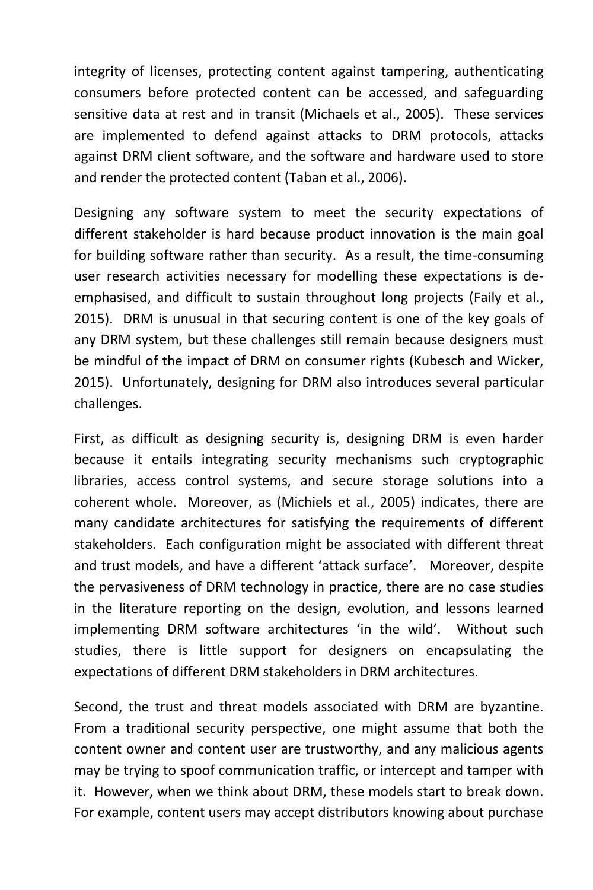integrity of licenses, protecting content against tampering, authenticating consumers before protected content can be accessed, and safeguarding sensitive data at rest and in transit (Michaels et al., 2005). These services are implemented to defend against attacks to DRM protocols, attacks against DRM client software, and the software and hardware used to store and render the protected content (Taban et al., 2006).

Designing any software system to meet the security expectations of different stakeholder is hard because product innovation is the main goal for building software rather than security. As a result, the time-consuming user research activities necessary for modelling these expectations is de-emphasised, and difficult to sustain throughout long projects (Faily et al., 2015). DRM is unusual in that securing content is one of the key goals of any DRM system, but these challenges still remain because designers must be mindful of the impact of DRM on consumer rights (Kubesch and Wicker, 2015). Unfortunately, designing for DRM also introduces several particular challenges.

First, as difficult as designing security is, designing DRM is even harder because it entails integrating security mechanisms such cryptographic libraries, access control systems, and secure storage solutions into a coherent whole. Moreover, as (Michiels et al., 2005) indicates, there are many candidate architectures for satisfying the requirements of different stakeholders. Each configuration might be associated with different threat and trust models, and have a different 'attack surface'. Moreover, despite the pervasiveness of DRM technology in practice, there are no case studies in the literature reporting on the design, evolution, and lessons learned implementing DRM software architectures 'in the wild'. Without such studies, there is little support for designers on encapsulating the expectations of different DRM stakeholders in DRM architectures.

Second, the trust and threat models associated with DRM are byzantine. From a traditional security perspective, one might assume that both the content owner and content user are trustworthy, and any malicious agents may be trying to spoof communication traffic, or intercept and tamper with it. However, when we think about DRM, these models start to break down. For example, content users may accept distributors knowing about purchase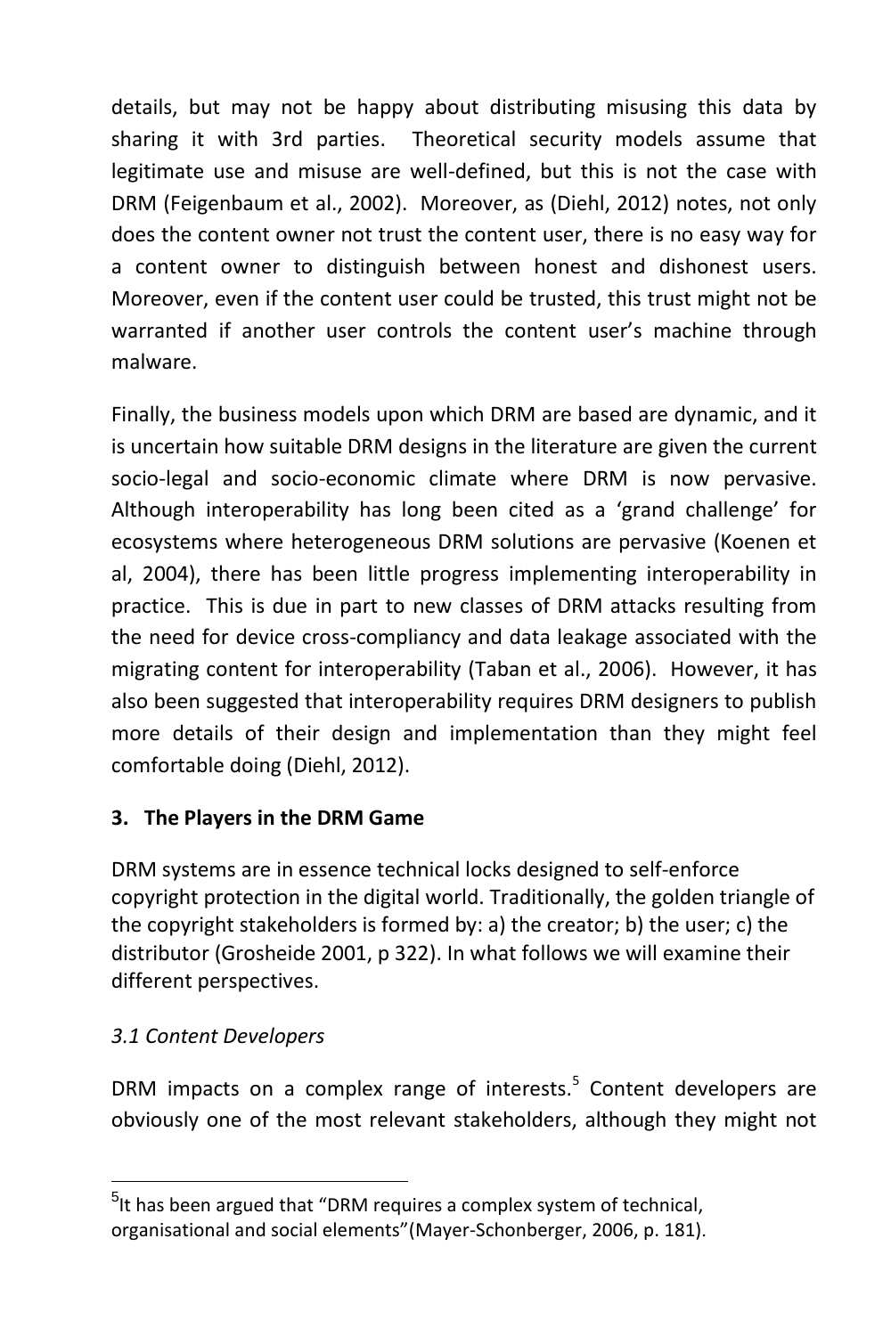details, but may not be happy about distributing misusing this data by sharing it with 3rd parties. Theoretical security models assume that legitimate use and misuse are well-defined, but this is not the case with DRM (Feigenbaum et al., 2002). Moreover, as (Diehl, 2012) notes, not only does the content owner not trust the content user, there is no easy way for a content owner to distinguish between honest and dishonest users. Moreover, even if the content user could be trusted, this trust might not be warranted if another user controls the content user's machine through malware.

Finally, the business models upon which DRM are based are dynamic, and it is uncertain how suitable DRM designs in the literature are given the current socio-legal and socio-economic climate where DRM is now pervasive. Although interoperability has long been cited as a 'grand challenge' for ecosystems where heterogeneous DRM solutions are pervasive (Koenen et al, 2004), there has been little progress implementing interoperability in practice. This is due in part to new classes of DRM attacks resulting from the need for device cross-compliancy and data leakage associated with the migrating content for interoperability (Taban et al., 2006). However, it has also been suggested that interoperability requires DRM designers to publish more details of their design and implementation than they might feel comfortable doing (Diehl, 2012).

## 3. The Players in the DRM Game

DRM systems are in essence technical locks designed to self-enforce copyright protection in the digital world. Traditionally, the golden triangle of the copyright stakeholders is formed by: a) the creator; b) the user; c) the distributor (Grosheide 2001, p 322). In what follows we will examine their different perspectives.

### *3.1 Content Developers*

DRM impacts on a complex range of interests.[5] Content developers are obviously one of the most relevant stakeholders, although they might not

---

[5] It has been argued that "DRM requires a complex system of technical, organisational and social elements"(Mayer-Schonberger, 2006, p. 181).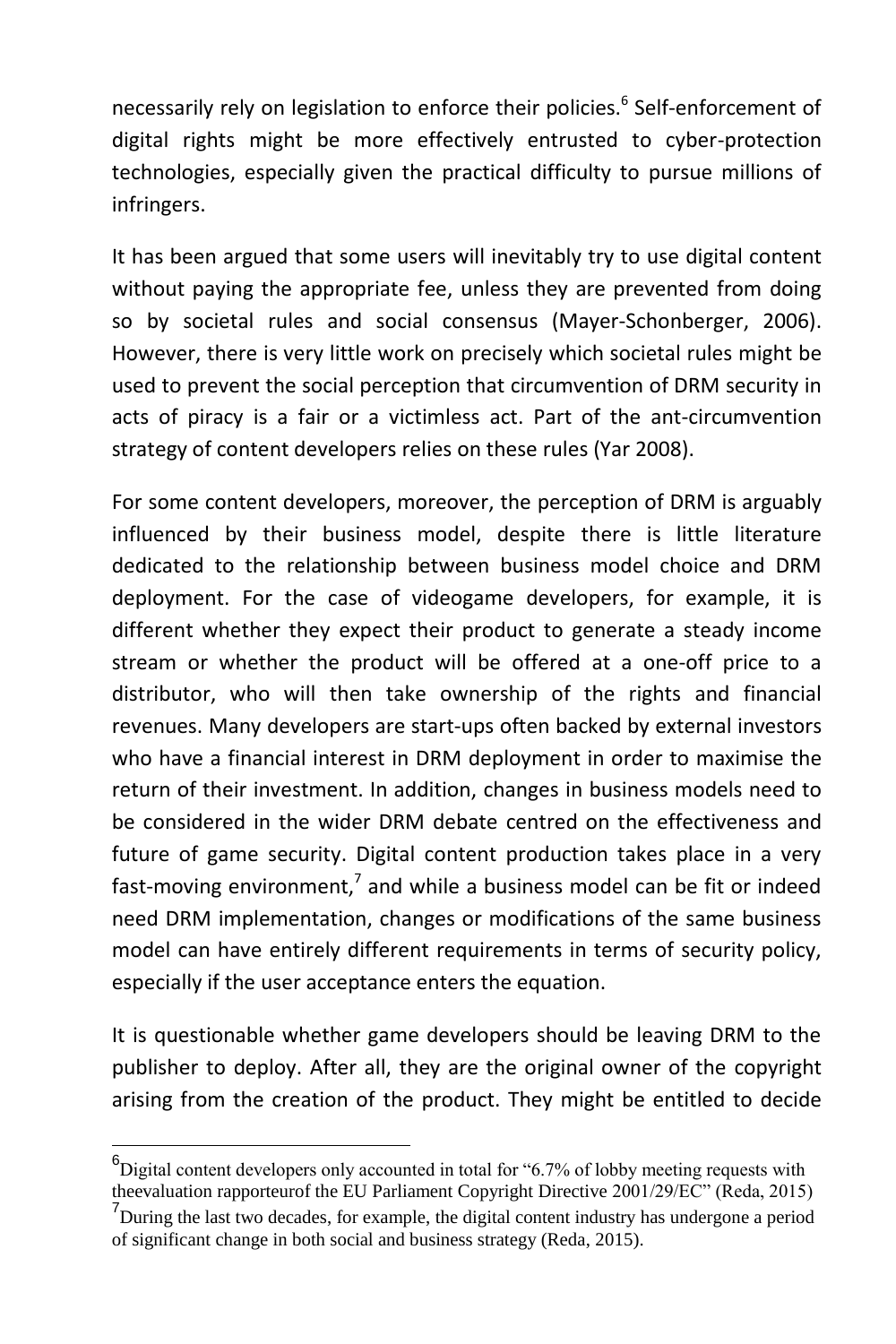necessarily rely on legislation to enforce their policies.[6] Self-enforcement of digital rights might be more effectively entrusted to cyber-protection technologies, especially given the practical difficulty to pursue millions of infringers.

It has been argued that some users will inevitably try to use digital content without paying the appropriate fee, unless they are prevented from doing so by societal rules and social consensus (Mayer-Schonberger, 2006). However, there is very little work on precisely which societal rules might be used to prevent the social perception that circumvention of DRM security in acts of piracy is a fair or a victimless act. Part of the ant-circumvention strategy of content developers relies on these rules (Yar 2008).

For some content developers, moreover, the perception of DRM is arguably influenced by their business model, despite there is little literature dedicated to the relationship between business model choice and DRM deployment. For the case of videogame developers, for example, it is different whether they expect their product to generate a steady income stream or whether the product will be offered at a one-off price to a distributor, who will then take ownership of the rights and financial revenues. Many developers are start-ups often backed by external investors who have a financial interest in DRM deployment in order to maximise the return of their investment. In addition, changes in business models need to be considered in the wider DRM debate centred on the effectiveness and future of game security. Digital content production takes place in a very fast-moving environment,[7] and while a business model can be fit or indeed need DRM implementation, changes or modifications of the same business model can have entirely different requirements in terms of security policy, especially if the user acceptance enters the equation.

It is questionable whether game developers should be leaving DRM to the publisher to deploy. After all, they are the original owner of the copyright arising from the creation of the product. They might be entitled to decide

[6] Digital content developers only accounted in total for "6.7% of lobby meeting requests with theevaluation rapporteurof the EU Parliament Copyright Directive 2001/29/EC" (Reda, 2015)

[7] During the last two decades, for example, the digital content industry has undergone a period of significant change in both social and business strategy (Reda, 2015).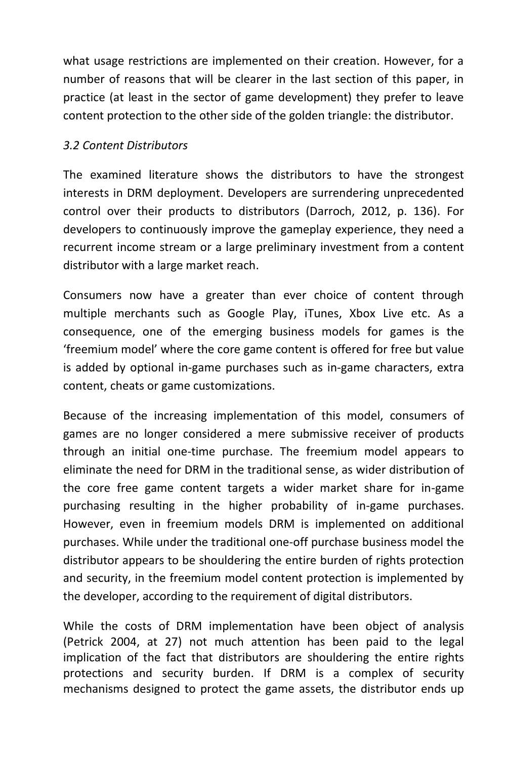what usage restrictions are implemented on their creation. However, for a number of reasons that will be clearer in the last section of this paper, in practice (at least in the sector of game development) they prefer to leave content protection to the other side of the golden triangle: the distributor.

### *3.2 Content Distributors*

The examined literature shows the distributors to have the strongest interests in DRM deployment. Developers are surrendering unprecedented control over their products to distributors (Darroch, 2012, p. 136). For developers to continuously improve the gameplay experience, they need a recurrent income stream or a large preliminary investment from a content distributor with a large market reach.

Consumers now have a greater than ever choice of content through multiple merchants such as Google Play, iTunes, Xbox Live etc. As a consequence, one of the emerging business models for games is the 'freemium model' where the core game content is offered for free but value is added by optional in-game purchases such as in-game characters, extra content, cheats or game customizations.

Because of the increasing implementation of this model, consumers of games are no longer considered a mere submissive receiver of products through an initial one-time purchase. The freemium model appears to eliminate the need for DRM in the traditional sense, as wider distribution of the core free game content targets a wider market share for in-game purchasing resulting in the higher probability of in-game purchases. However, even in freemium models DRM is implemented on additional purchases. While under the traditional one-off purchase business model the distributor appears to be shouldering the entire burden of rights protection and security, in the freemium model content protection is implemented by the developer, according to the requirement of digital distributors.

While the costs of DRM implementation have been object of analysis (Petrick 2004, at 27) not much attention has been paid to the legal implication of the fact that distributors are shouldering the entire rights protections and security burden. If DRM is a complex of security mechanisms designed to protect the game assets, the distributor ends up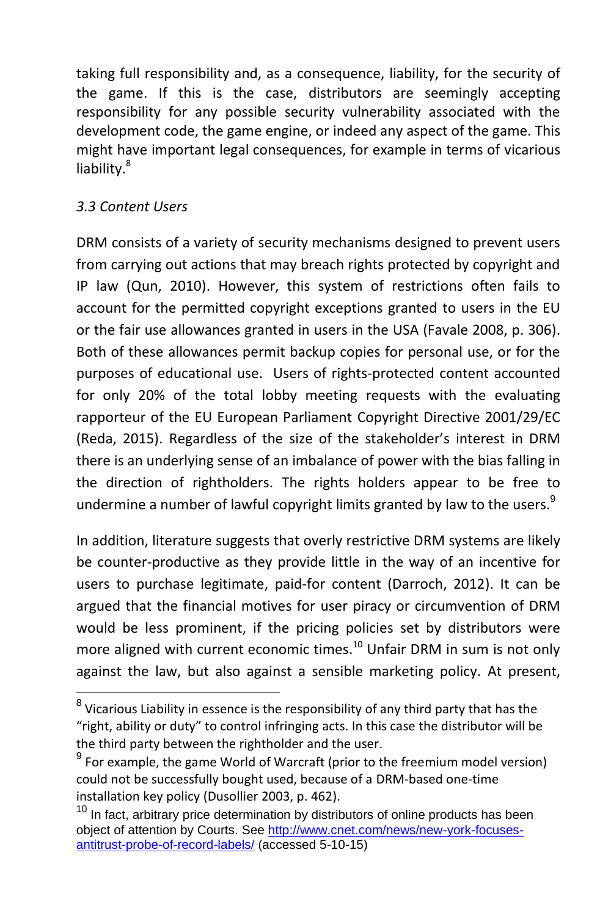taking full responsibility and, as a consequence, liability, for the security of the game. If this is the case, distributors are seemingly accepting responsibility for any possible security vulnerability associated with the development code, the game engine, or indeed any aspect of the game. This might have important legal consequences, for example in terms of vicarious liability.[8]

### *3.3 Content Users*

DRM consists of a variety of security mechanisms designed to prevent users from carrying out actions that may breach rights protected by copyright and IP law (Qun, 2010). However, this system of restrictions often fails to account for the permitted copyright exceptions granted to users in the EU or the fair use allowances granted in users in the USA (Favale 2008, p. 306). Both of these allowances permit backup copies for personal use, or for the purposes of educational use. Users of rights-protected content accounted for only 20% of the total lobby meeting requests with the evaluating rapporteur of the EU European Parliament Copyright Directive 2001/29/EC (Reda, 2015). Regardless of the size of the stakeholder's interest in DRM there is an underlying sense of an imbalance of power with the bias falling in the direction of rightholders. The rights holders appear to be free to undermine a number of lawful copyright limits granted by law to the users.[9]

In addition, literature suggests that overly restrictive DRM systems are likely be counter-productive as they provide little in the way of an incentive for users to purchase legitimate, paid-for content (Darroch, 2012). It can be argued that the financial motives for user piracy or circumvention of DRM would be less prominent, if the pricing policies set by distributors were more aligned with current economic times.[10] Unfair DRM in sum is not only against the law, but also against a sensible marketing policy. At present,

---

[8] Vicarious Liability in essence is the responsibility of any third party that has the "right, ability or duty" to control infringing acts. In this case the distributor will be the third party between the rightholder and the user.

[9] For example, the game World of Warcraft (prior to the freemium model version) could not be successfully bought used, because of a DRM-based one-time installation key policy (Dusollier 2003, p. 462).

[10] In fact, arbitrary price determination by distributors of online products has been object of attention by Courts. See [http://www.cnet.com/news/new-york-focuses-antitrust-probe-of-record-labels/](http://www.cnet.com/news/new-york-focuses-antitrust-probe-of-record-labels/) (accessed 5-10-15)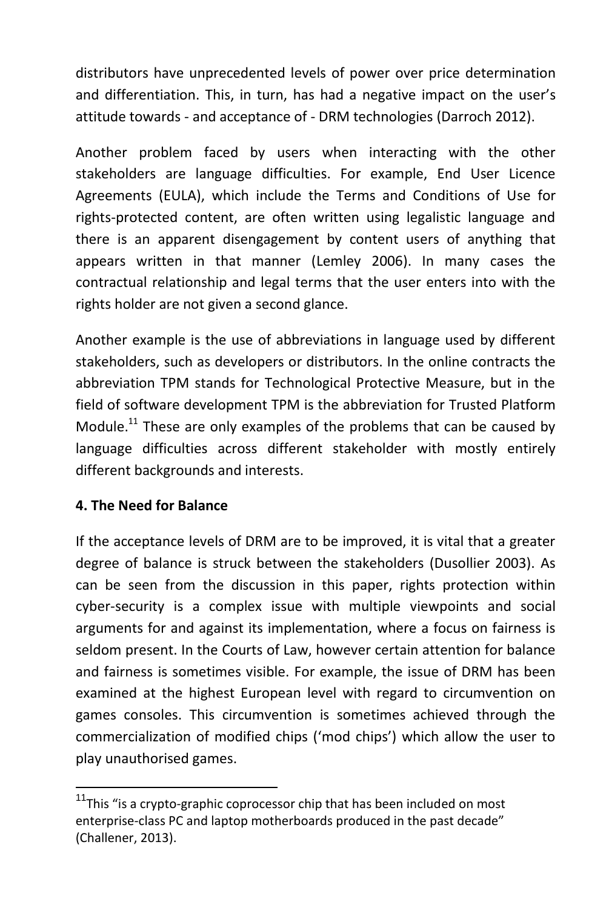distributors have unprecedented levels of power over price determination and differentiation. This, in turn, has had a negative impact on the user's attitude towards - and acceptance of - DRM technologies (Darroch 2012).

Another problem faced by users when interacting with the other stakeholders are language difficulties. For example, End User Licence Agreements (EULA), which include the Terms and Conditions of Use for rights-protected content, are often written using legalistic language and there is an apparent disengagement by content users of anything that appears written in that manner (Lemley 2006). In many cases the contractual relationship and legal terms that the user enters into with the rights holder are not given a second glance.

Another example is the use of abbreviations in language used by different stakeholders, such as developers or distributors. In the online contracts the abbreviation TPM stands for Technological Protective Measure, but in the field of software development TPM is the abbreviation for Trusted Platform Module.[11] These are only examples of the problems that can be caused by language difficulties across different stakeholder with mostly entirely different backgrounds and interests.

## 4. The Need for Balance

If the acceptance levels of DRM are to be improved, it is vital that a greater degree of balance is struck between the stakeholders (Dusollier 2003). As can be seen from the discussion in this paper, rights protection within cyber-security is a complex issue with multiple viewpoints and social arguments for and against its implementation, where a focus on fairness is seldom present. In the Courts of Law, however certain attention for balance and fairness is sometimes visible. For example, the issue of DRM has been examined at the highest European level with regard to circumvention on games consoles. This circumvention is sometimes achieved through the commercialization of modified chips ('mod chips') which allow the user to play unauthorised games.

---

[11] This "is a crypto-graphic coprocessor chip that has been included on most enterprise-class PC and laptop motherboards produced in the past decade" (Challener, 2013).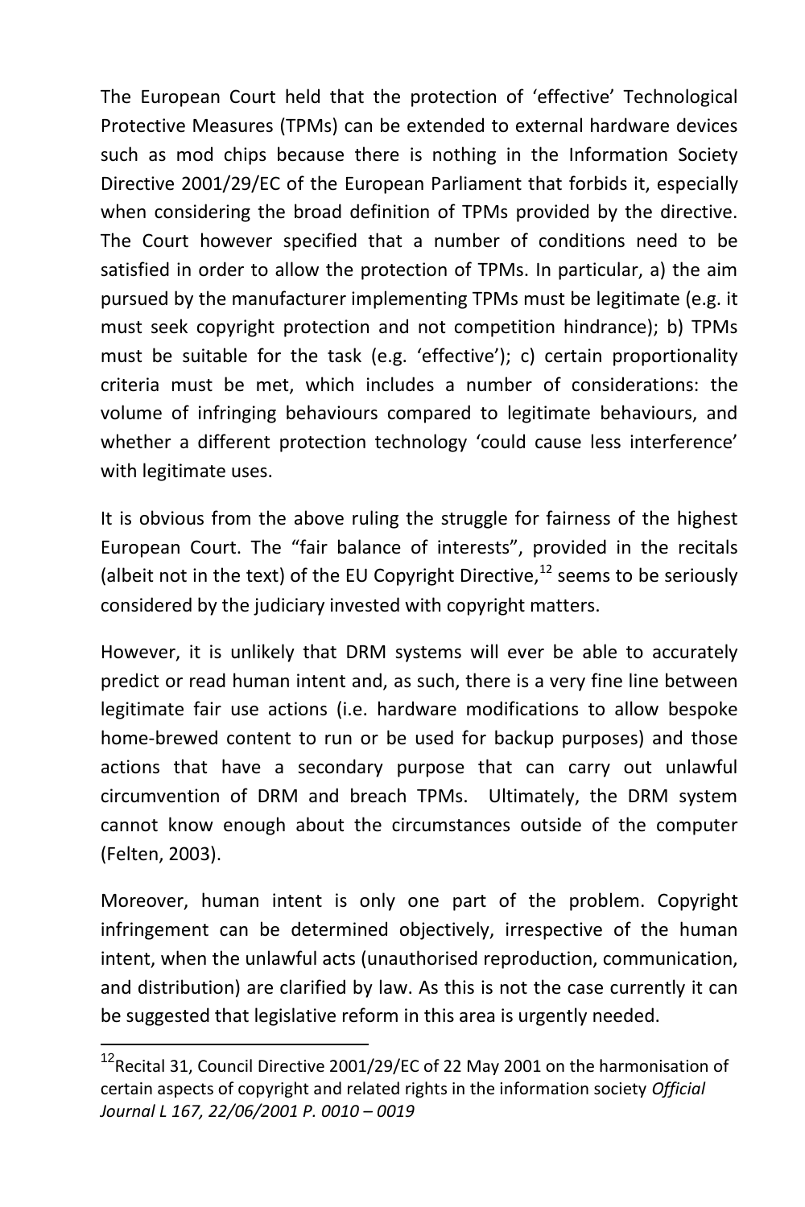The European Court held that the protection of 'effective' Technological Protective Measures (TPMs) can be extended to external hardware devices such as mod chips because there is nothing in the Information Society Directive 2001/29/EC of the European Parliament that forbids it, especially when considering the broad definition of TPMs provided by the directive. The Court however specified that a number of conditions need to be satisfied in order to allow the protection of TPMs. In particular, a) the aim pursued by the manufacturer implementing TPMs must be legitimate (e.g. it must seek copyright protection and not competition hindrance); b) TPMs must be suitable for the task (e.g. 'effective'); c) certain proportionality criteria must be met, which includes a number of considerations: the volume of infringing behaviours compared to legitimate behaviours, and whether a different protection technology 'could cause less interference' with legitimate uses.

It is obvious from the above ruling the struggle for fairness of the highest European Court. The "fair balance of interests", provided in the recitals (albeit not in the text) of the EU Copyright Directive,[12] seems to be seriously considered by the judiciary invested with copyright matters.

However, it is unlikely that DRM systems will ever be able to accurately predict or read human intent and, as such, there is a very fine line between legitimate fair use actions (i.e. hardware modifications to allow bespoke home-brewed content to run or be used for backup purposes) and those actions that have a secondary purpose that can carry out unlawful circumvention of DRM and breach TPMs. Ultimately, the DRM system cannot know enough about the circumstances outside of the computer (Felten, 2003).

Moreover, human intent is only one part of the problem. Copyright infringement can be determined objectively, irrespective of the human intent, when the unlawful acts (unauthorised reproduction, communication, and distribution) are clarified by law. As this is not the case currently it can be suggested that legislative reform in this area is urgently needed.

[12] Recital 31, Council Directive 2001/29/EC of 22 May 2001 on the harmonisation of certain aspects of copyright and related rights in the information society *Official Journal L 167, 22/06/2001 P. 0010 – 0019*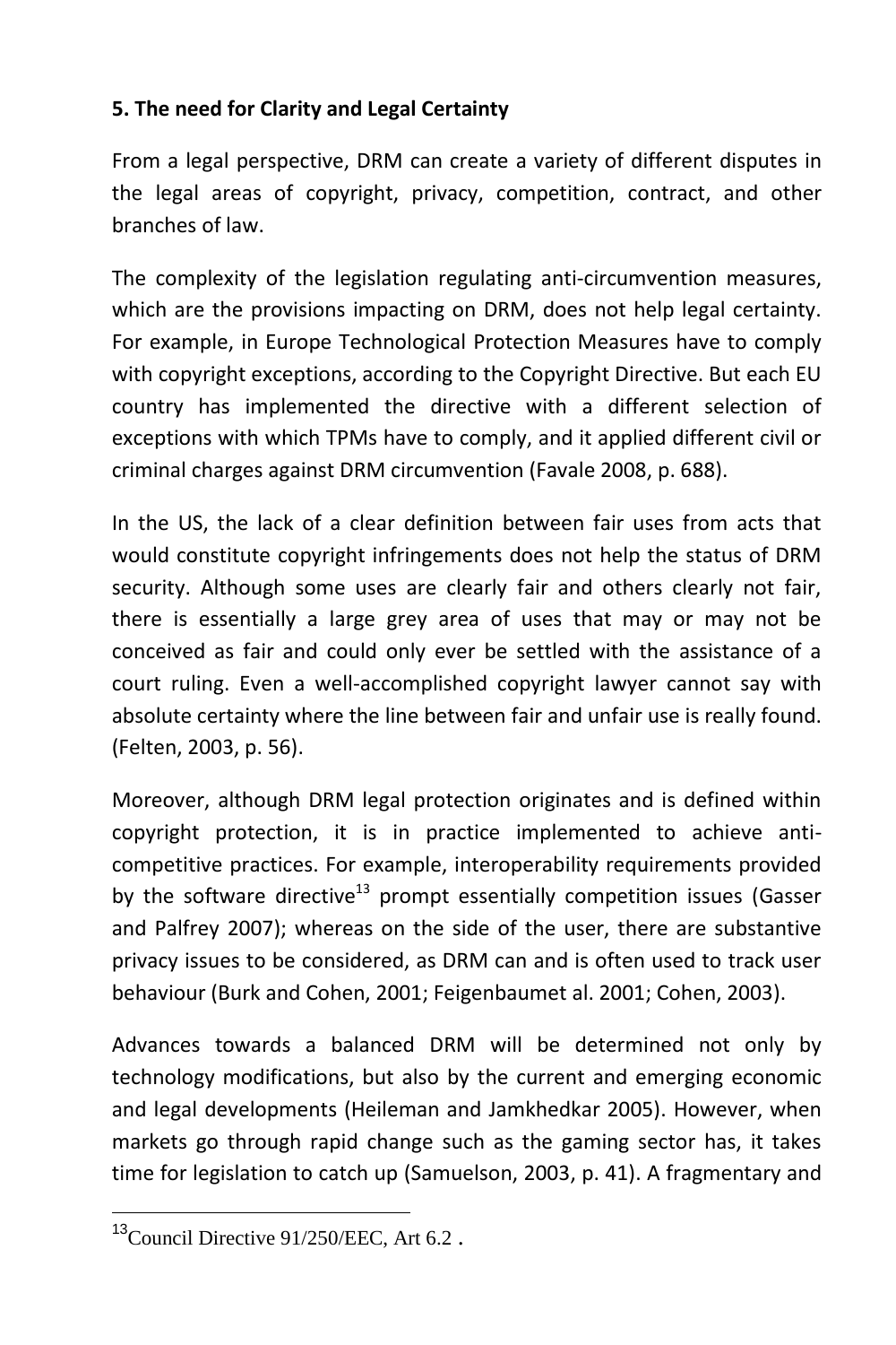## 5. The need for Clarity and Legal Certainty

From a legal perspective, DRM can create a variety of different disputes in the legal areas of copyright, privacy, competition, contract, and other branches of law.

The complexity of the legislation regulating anti-circumvention measures, which are the provisions impacting on DRM, does not help legal certainty. For example, in Europe Technological Protection Measures have to comply with copyright exceptions, according to the Copyright Directive. But each EU country has implemented the directive with a different selection of exceptions with which TPMs have to comply, and it applied different civil or criminal charges against DRM circumvention (Favale 2008, p. 688).

In the US, the lack of a clear definition between fair uses from acts that would constitute copyright infringements does not help the status of DRM security. Although some uses are clearly fair and others clearly not fair, there is essentially a large grey area of uses that may or may not be conceived as fair and could only ever be settled with the assistance of a court ruling. Even a well-accomplished copyright lawyer cannot say with absolute certainty where the line between fair and unfair use is really found. (Felten, 2003, p. 56).

Moreover, although DRM legal protection originates and is defined within copyright protection, it is in practice implemented to achieve anti-competitive practices. For example, interoperability requirements provided by the software directive[13] prompt essentially competition issues (Gasser and Palfrey 2007); whereas on the side of the user, there are substantive privacy issues to be considered, as DRM can and is often used to track user behaviour (Burk and Cohen, 2001; Feigenbaumet al. 2001; Cohen, 2003).

Advances towards a balanced DRM will be determined not only by technology modifications, but also by the current and emerging economic and legal developments (Heileman and Jamkhedkar 2005). However, when markets go through rapid change such as the gaming sector has, it takes time for legislation to catch up (Samuelson, 2003, p. 41). A fragmentary and

[13] Council Directive 91/250/EEC, Art 6.2 .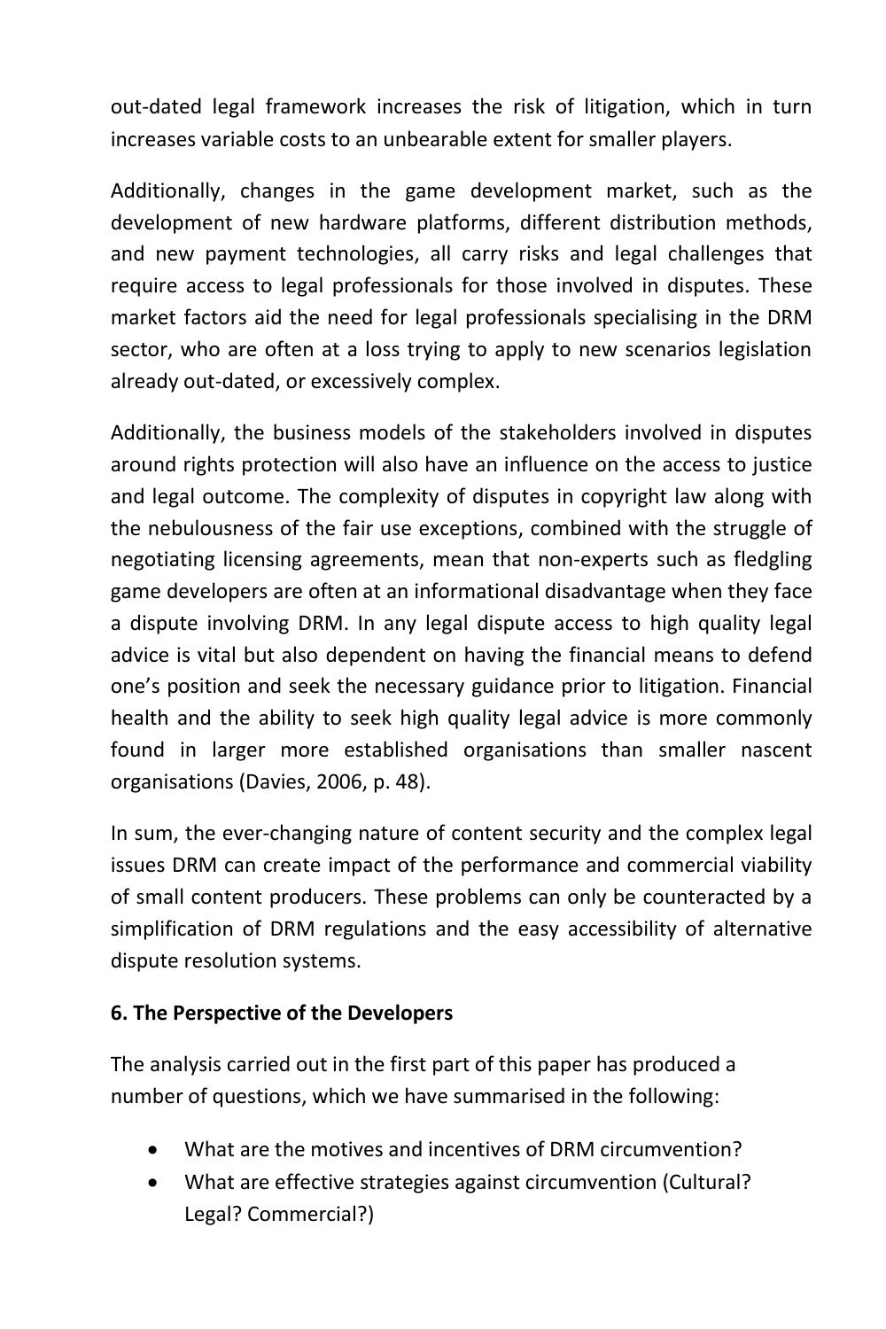out-dated legal framework increases the risk of litigation, which in turn increases variable costs to an unbearable extent for smaller players.

Additionally, changes in the game development market, such as the development of new hardware platforms, different distribution methods, and new payment technologies, all carry risks and legal challenges that require access to legal professionals for those involved in disputes. These market factors aid the need for legal professionals specialising in the DRM sector, who are often at a loss trying to apply to new scenarios legislation already out-dated, or excessively complex.

Additionally, the business models of the stakeholders involved in disputes around rights protection will also have an influence on the access to justice and legal outcome. The complexity of disputes in copyright law along with the nebulousness of the fair use exceptions, combined with the struggle of negotiating licensing agreements, mean that non-experts such as fledgling game developers are often at an informational disadvantage when they face a dispute involving DRM. In any legal dispute access to high quality legal advice is vital but also dependent on having the financial means to defend one's position and seek the necessary guidance prior to litigation. Financial health and the ability to seek high quality legal advice is more commonly found in larger more established organisations than smaller nascent organisations (Davies, 2006, p. 48).

In sum, the ever-changing nature of content security and the complex legal issues DRM can create impact of the performance and commercial viability of small content producers. These problems can only be counteracted by a simplification of DRM regulations and the easy accessibility of alternative dispute resolution systems.

## 6. The Perspective of the Developers

The analysis carried out in the first part of this paper has produced a number of questions, which we have summarised in the following:

- What are the motives and incentives of DRM circumvention?
- What are effective strategies against circumvention (Cultural? Legal? Commercial?)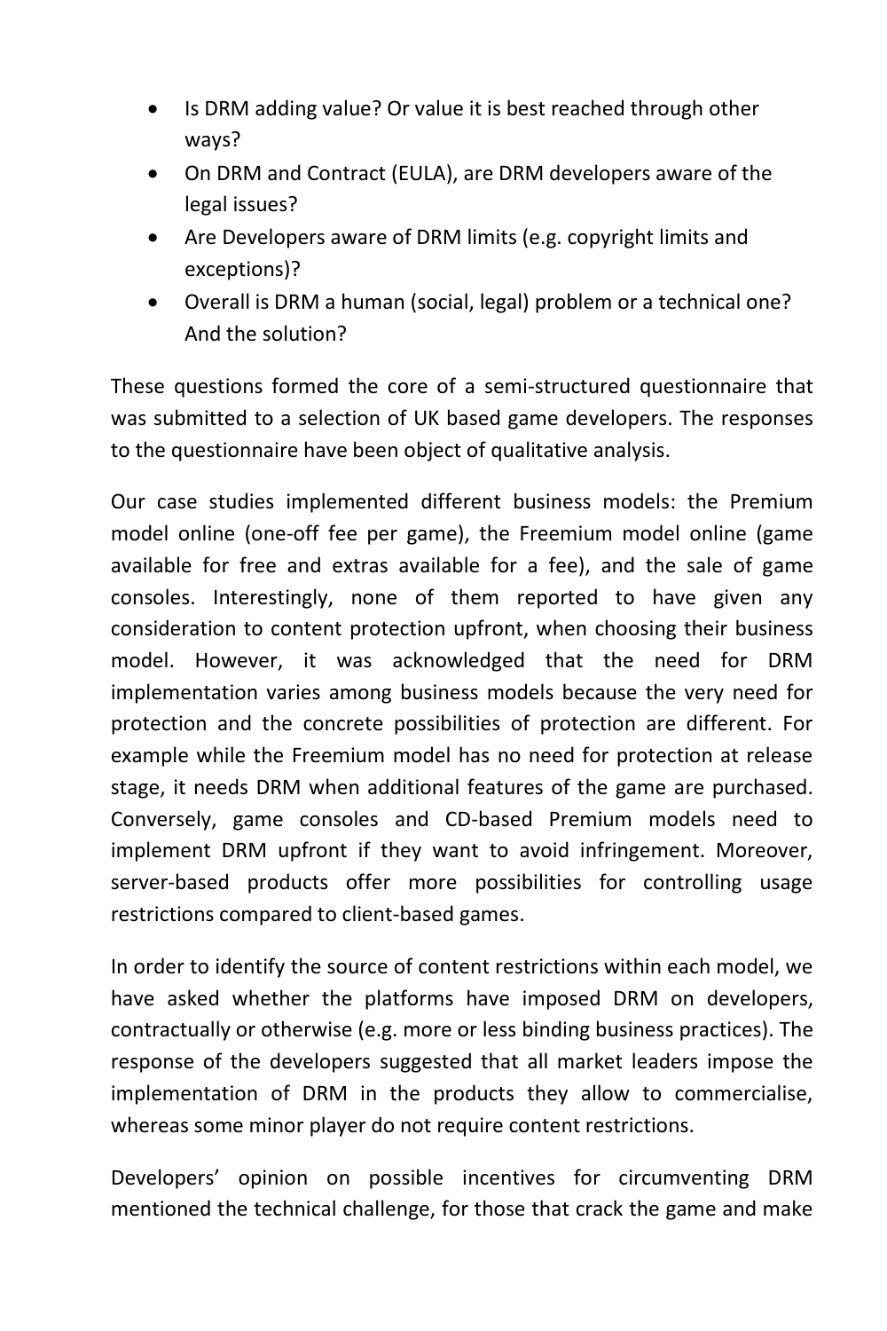- Is DRM adding value? Or value it is best reached through other ways?
- On DRM and Contract (EULA), are DRM developers aware of the legal issues?
- Are Developers aware of DRM limits (e.g. copyright limits and exceptions)?
- Overall is DRM a human (social, legal) problem or a technical one? And the solution?

These questions formed the core of a semi-structured questionnaire that was submitted to a selection of UK based game developers. The responses to the questionnaire have been object of qualitative analysis.

Our case studies implemented different business models: the Premium model online (one-off fee per game), the Freemium model online (game available for free and extras available for a fee), and the sale of game consoles. Interestingly, none of them reported to have given any consideration to content protection upfront, when choosing their business model. However, it was acknowledged that the need for DRM implementation varies among business models because the very need for protection and the concrete possibilities of protection are different. For example while the Freemium model has no need for protection at release stage, it needs DRM when additional features of the game are purchased. Conversely, game consoles and CD-based Premium models need to implement DRM upfront if they want to avoid infringement. Moreover, server-based products offer more possibilities for controlling usage restrictions compared to client-based games.

In order to identify the source of content restrictions within each model, we have asked whether the platforms have imposed DRM on developers, contractually or otherwise (e.g. more or less binding business practices). The response of the developers suggested that all market leaders impose the implementation of DRM in the products they allow to commercialise, whereas some minor player do not require content restrictions.

Developers' opinion on possible incentives for circumventing DRM mentioned the technical challenge, for those that crack the game and make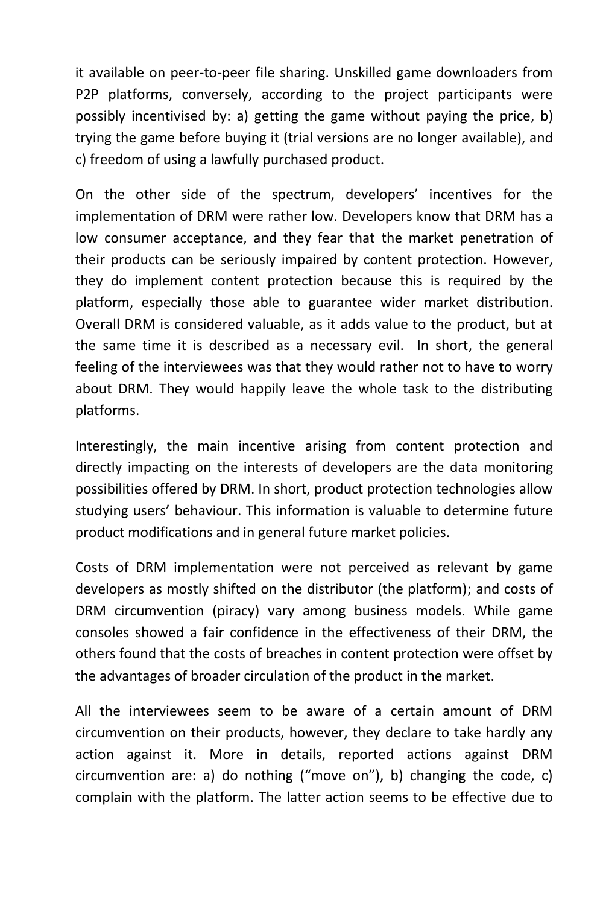it available on peer-to-peer file sharing. Unskilled game downloaders from P2P platforms, conversely, according to the project participants were possibly incentivised by: a) getting the game without paying the price, b) trying the game before buying it (trial versions are no longer available), and c) freedom of using a lawfully purchased product.

On the other side of the spectrum, developers' incentives for the implementation of DRM were rather low. Developers know that DRM has a low consumer acceptance, and they fear that the market penetration of their products can be seriously impaired by content protection. However, they do implement content protection because this is required by the platform, especially those able to guarantee wider market distribution. Overall DRM is considered valuable, as it adds value to the product, but at the same time it is described as a necessary evil. In short, the general feeling of the interviewees was that they would rather not to have to worry about DRM. They would happily leave the whole task to the distributing platforms.

Interestingly, the main incentive arising from content protection and directly impacting on the interests of developers are the data monitoring possibilities offered by DRM. In short, product protection technologies allow studying users' behaviour. This information is valuable to determine future product modifications and in general future market policies.

Costs of DRM implementation were not perceived as relevant by game developers as mostly shifted on the distributor (the platform); and costs of DRM circumvention (piracy) vary among business models. While game consoles showed a fair confidence in the effectiveness of their DRM, the others found that the costs of breaches in content protection were offset by the advantages of broader circulation of the product in the market.

All the interviewees seem to be aware of a certain amount of DRM circumvention on their products, however, they declare to take hardly any action against it. More in details, reported actions against DRM circumvention are: a) do nothing ("move on"), b) changing the code, c) complain with the platform. The latter action seems to be effective due to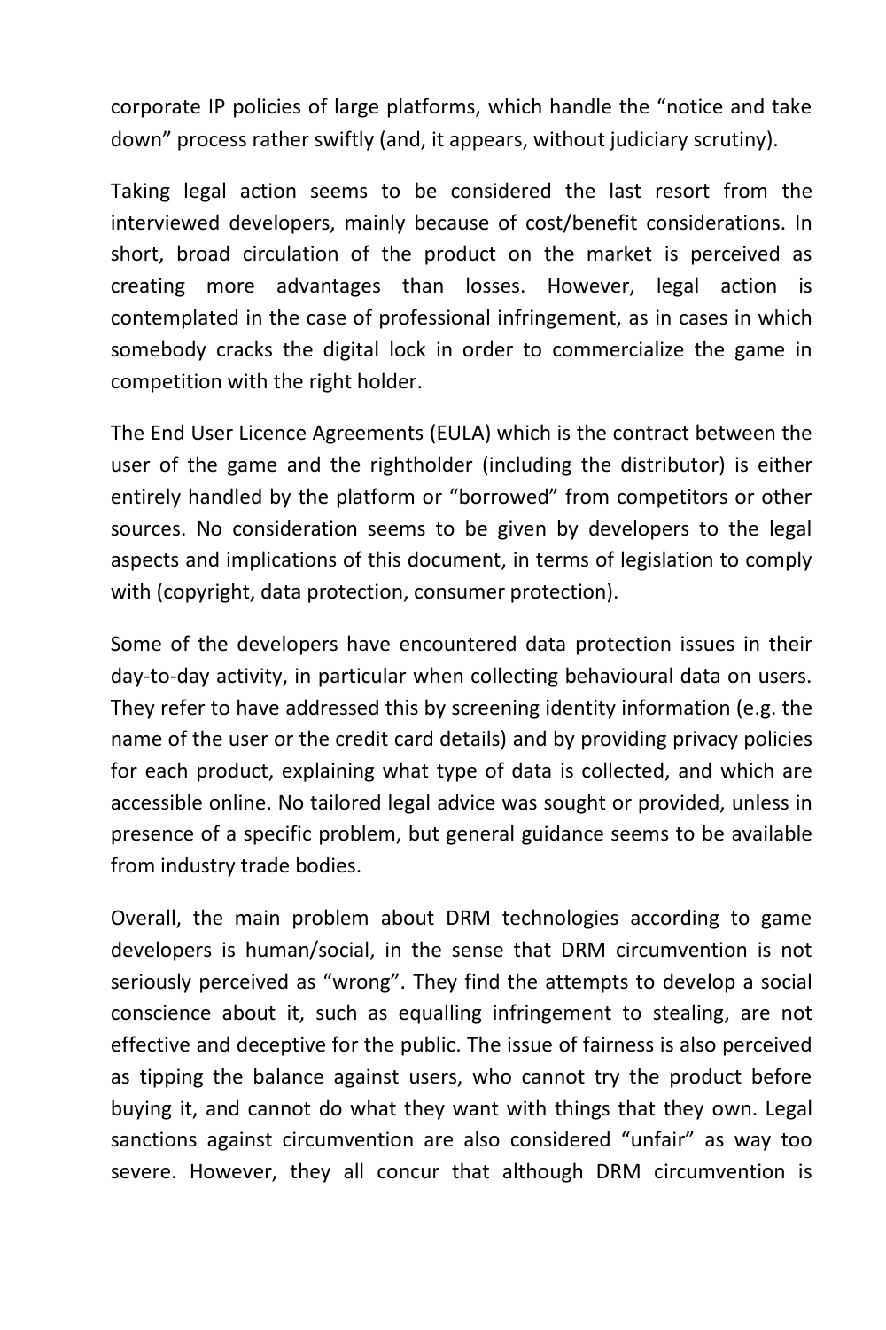corporate IP policies of large platforms, which handle the "notice and take down" process rather swiftly (and, it appears, without judiciary scrutiny).

Taking legal action seems to be considered the last resort from the interviewed developers, mainly because of cost/benefit considerations. In short, broad circulation of the product on the market is perceived as creating more advantages than losses. However, legal action is contemplated in the case of professional infringement, as in cases in which somebody cracks the digital lock in order to commercialize the game in competition with the right holder.

The End User Licence Agreements (EULA) which is the contract between the user of the game and the rightholder (including the distributor) is either entirely handled by the platform or "borrowed" from competitors or other sources. No consideration seems to be given by developers to the legal aspects and implications of this document, in terms of legislation to comply with (copyright, data protection, consumer protection).

Some of the developers have encountered data protection issues in their day-to-day activity, in particular when collecting behavioural data on users. They refer to have addressed this by screening identity information (e.g. the name of the user or the credit card details) and by providing privacy policies for each product, explaining what type of data is collected, and which are accessible online. No tailored legal advice was sought or provided, unless in presence of a specific problem, but general guidance seems to be available from industry trade bodies.

Overall, the main problem about DRM technologies according to game developers is human/social, in the sense that DRM circumvention is not seriously perceived as "wrong". They find the attempts to develop a social conscience about it, such as equalling infringement to stealing, are not effective and deceptive for the public. The issue of fairness is also perceived as tipping the balance against users, who cannot try the product before buying it, and cannot do what they want with things that they own. Legal sanctions against circumvention are also considered "unfair" as way too severe. However, they all concur that although DRM circumvention is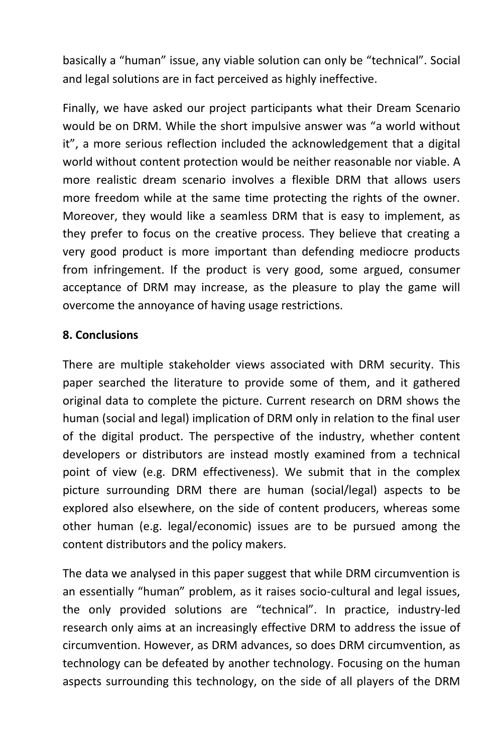basically a “human” issue, any viable solution can only be “technical”. Social and legal solutions are in fact perceived as highly ineffective.

Finally, we have asked our project participants what their Dream Scenario would be on DRM. While the short impulsive answer was “a world without it”, a more serious reflection included the acknowledgement that a digital world without content protection would be neither reasonable nor viable. A more realistic dream scenario involves a flexible DRM that allows users more freedom while at the same time protecting the rights of the owner. Moreover, they would like a seamless DRM that is easy to implement, as they prefer to focus on the creative process. They believe that creating a very good product is more important than defending mediocre products from infringement. If the product is very good, some argued, consumer acceptance of DRM may increase, as the pleasure to play the game will overcome the annoyance of having usage restrictions.

## 8. Conclusions

There are multiple stakeholder views associated with DRM security. This paper searched the literature to provide some of them, and it gathered original data to complete the picture. Current research on DRM shows the human (social and legal) implication of DRM only in relation to the final user of the digital product. The perspective of the industry, whether content developers or distributors are instead mostly examined from a technical point of view (e.g. DRM effectiveness). We submit that in the complex picture surrounding DRM there are human (social/legal) aspects to be explored also elsewhere, on the side of content producers, whereas some other human (e.g. legal/economic) issues are to be pursued among the content distributors and the policy makers.

The data we analysed in this paper suggest that while DRM circumvention is an essentially “human” problem, as it raises socio-cultural and legal issues, the only provided solutions are “technical”. In practice, industry-led research only aims at an increasingly effective DRM to address the issue of circumvention. However, as DRM advances, so does DRM circumvention, as technology can be defeated by another technology. Focusing on the human aspects surrounding this technology, on the side of all players of the DRM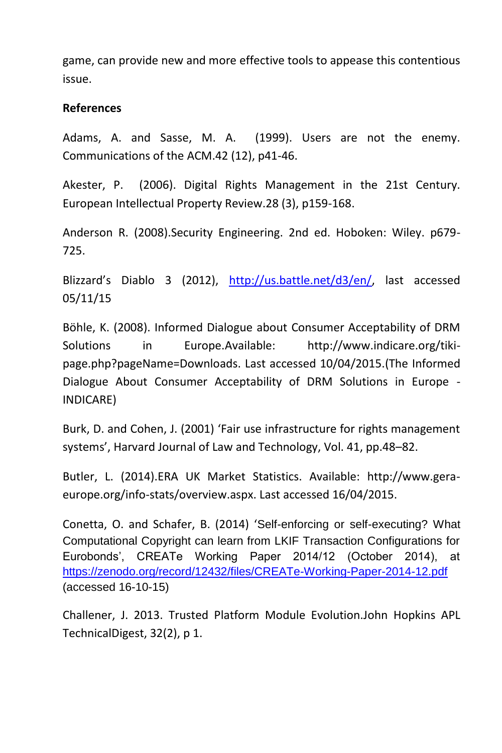game, can provide new and more effective tools to appease this contentious issue.

**References**

Adams, A. and Sasse, M. A. (1999). Users are not the enemy. Communications of the ACM.42 (12), p41-46.

Akester, P. (2006). Digital Rights Management in the 21st Century. European Intellectual Property Review.28 (3), p159-168.

Anderson R. (2008).Security Engineering. 2nd ed. Hoboken: Wiley. p679-725.

Blizzard's Diablo 3 (2012), http://us.battle.net/d3/en/, last accessed 05/11/15

Böhle, K. (2008). Informed Dialogue about Consumer Acceptability of DRM Solutions in Europe.Available: http://www.indicare.org/tiki-page.php?pageName=Downloads. Last accessed 10/04/2015.(The Informed Dialogue About Consumer Acceptability of DRM Solutions in Europe - INDICARE)

Burk, D. and Cohen, J. (2001) 'Fair use infrastructure for rights management systems', Harvard Journal of Law and Technology, Vol. 41, pp.48–82.

Butler, L. (2014).ERA UK Market Statistics. Available: http://www.gera-europe.org/info-stats/overview.aspx. Last accessed 16/04/2015.

Conetta, O. and Schafer, B. (2014) 'Self-enforcing or self-executing? What Computational Copyright can learn from LKIF Transaction Configurations for Eurobonds', CREATe Working Paper 2014/12 (October 2014), at https://zenodo.org/record/12432/files/CREATe-Working-Paper-2014-12.pdf (accessed 16-10-15)

Challener, J. 2013. Trusted Platform Module Evolution.John Hopkins APL TechnicalDigest, 32(2), p 1.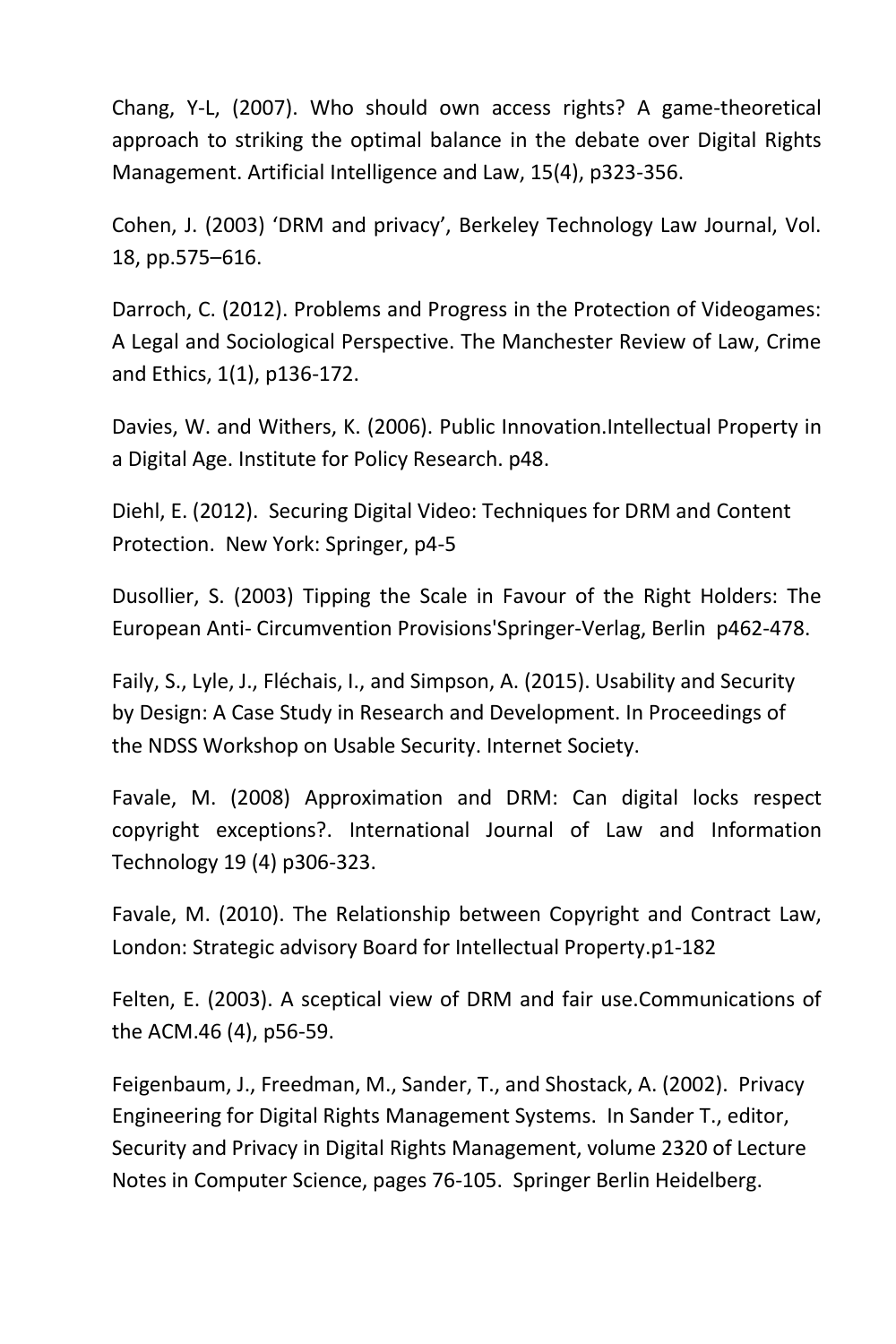Chang, Y-L, (2007). Who should own access rights? A game-theoretical approach to striking the optimal balance in the debate over Digital Rights Management. Artificial Intelligence and Law, 15(4), p323-356.

Cohen, J. (2003) 'DRM and privacy', Berkeley Technology Law Journal, Vol. 18, pp.575–616.

Darroch, C. (2012). Problems and Progress in the Protection of Videogames: A Legal and Sociological Perspective. The Manchester Review of Law, Crime and Ethics, 1(1), p136-172.

Davies, W. and Withers, K. (2006). Public Innovation.Intellectual Property in a Digital Age. Institute for Policy Research. p48.

Diehl, E. (2012). Securing Digital Video: Techniques for DRM and Content Protection. New York: Springer, p4-5

Dusollier, S. (2003) Tipping the Scale in Favour of the Right Holders: The European Anti- Circumvention Provisions'Springer-Verlag, Berlin p462-478.

Faily, S., Lyle, J., Fléchais, I., and Simpson, A. (2015). Usability and Security by Design: A Case Study in Research and Development. In Proceedings of the NDSS Workshop on Usable Security. Internet Society.

Favale, M. (2008) Approximation and DRM: Can digital locks respect copyright exceptions?. International Journal of Law and Information Technology 19 (4) p306-323.

Favale, M. (2010). The Relationship between Copyright and Contract Law, London: Strategic advisory Board for Intellectual Property.p1-182

Felten, E. (2003). A sceptical view of DRM and fair use.Communications of the ACM.46 (4), p56-59.

Feigenbaum, J., Freedman, M., Sander, T., and Shostack, A. (2002). Privacy Engineering for Digital Rights Management Systems. In Sander T., editor, Security and Privacy in Digital Rights Management, volume 2320 of Lecture Notes in Computer Science, pages 76-105. Springer Berlin Heidelberg.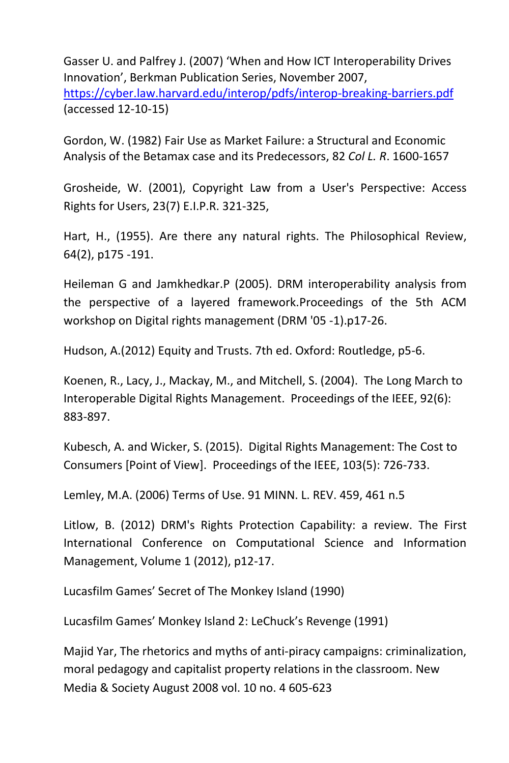Gasser U. and Palfrey J. (2007) ‘When and How ICT Interoperability Drives Innovation’, Berkman Publication Series, November 2007, https://cyber.law.harvard.edu/interop/pdfs/interop-breaking-barriers.pdf (accessed 12-10-15)

Gordon, W. (1982) Fair Use as Market Failure: a Structural and Economic Analysis of the Betamax case and its Predecessors, 82 *Col L. R*. 1600-1657

Grosheide, W. (2001), Copyright Law from a User's Perspective: Access Rights for Users, 23(7) E.I.P.R. 321-325,

Hart, H., (1955). Are there any natural rights. The Philosophical Review, 64(2), p175 -191.

Heileman G and Jamkhedkar.P (2005). DRM interoperability analysis from the perspective of a layered framework.Proceedings of the 5th ACM workshop on Digital rights management (DRM '05 -1).p17-26.

Hudson, A.(2012) Equity and Trusts. 7th ed. Oxford: Routledge, p5-6.

Koenen, R., Lacy, J., Mackay, M., and Mitchell, S. (2004). The Long March to Interoperable Digital Rights Management. Proceedings of the IEEE, 92(6): 883-897.

Kubesch, A. and Wicker, S. (2015). Digital Rights Management: The Cost to Consumers [Point of View]. Proceedings of the IEEE, 103(5): 726-733.

Lemley, M.A. (2006) Terms of Use. 91 MINN. L. REV. 459, 461 n.5

Litlow, B. (2012) DRM's Rights Protection Capability: a review. The First International Conference on Computational Science and Information Management, Volume 1 (2012), p12-17.

Lucasfilm Games’ Secret of The Monkey Island (1990)

Lucasfilm Games’ Monkey Island 2: LeChuck’s Revenge (1991)

Majid Yar, The rhetorics and myths of anti-piracy campaigns: criminalization, moral pedagogy and capitalist property relations in the classroom. New Media & Society August 2008 vol. 10 no. 4 605-623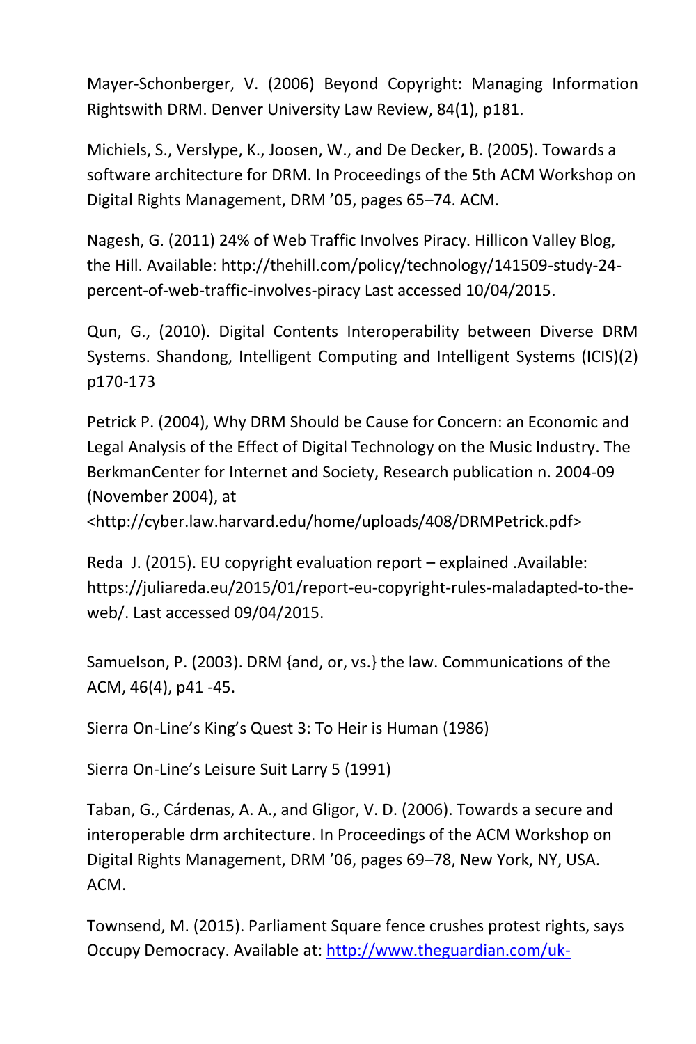Mayer-Schonberger, V. (2006) Beyond Copyright: Managing Information Rightswith DRM. Denver University Law Review, 84(1), p181.

Michiels, S., Verslype, K., Joosen, W., and De Decker, B. (2005). Towards a software architecture for DRM. In Proceedings of the 5th ACM Workshop on Digital Rights Management, DRM '05, pages 65–74. ACM.

Nagesh, G. (2011) 24% of Web Traffic Involves Piracy. Hillicon Valley Blog, the Hill. Available: http://thehill.com/policy/technology/141509-study-24-percent-of-web-traffic-involves-piracy Last accessed 10/04/2015.

Qun, G., (2010). Digital Contents Interoperability between Diverse DRM Systems. Shandong, Intelligent Computing and Intelligent Systems (ICIS)(2) p170-173

Petrick P. (2004), Why DRM Should be Cause for Concern: an Economic and Legal Analysis of the Effect of Digital Technology on the Music Industry. The BerkmanCenter for Internet and Society, Research publication n. 2004-09 (November 2004), at <http://cyber.law.harvard.edu/home/uploads/408/DRMPetrick.pdf>

Reda J. (2015). EU copyright evaluation report – explained .Available: https://juliareda.eu/2015/01/report-eu-copyright-rules-maladapted-to-the-web/. Last accessed 09/04/2015.

Samuelson, P. (2003). DRM {and, or, vs.} the law. Communications of the ACM, 46(4), p41 -45.

Sierra On-Line's King's Quest 3: To Heir is Human (1986)

Sierra On-Line's Leisure Suit Larry 5 (1991)

Taban, G., Cárdenas, A. A., and Gligor, V. D. (2006). Towards a secure and interoperable drm architecture. In Proceedings of the ACM Workshop on Digital Rights Management, DRM '06, pages 69–78, New York, NY, USA. ACM.

Townsend, M. (2015). Parliament Square fence crushes protest rights, says Occupy Democracy. Available at: http://www.theguardian.com/uk-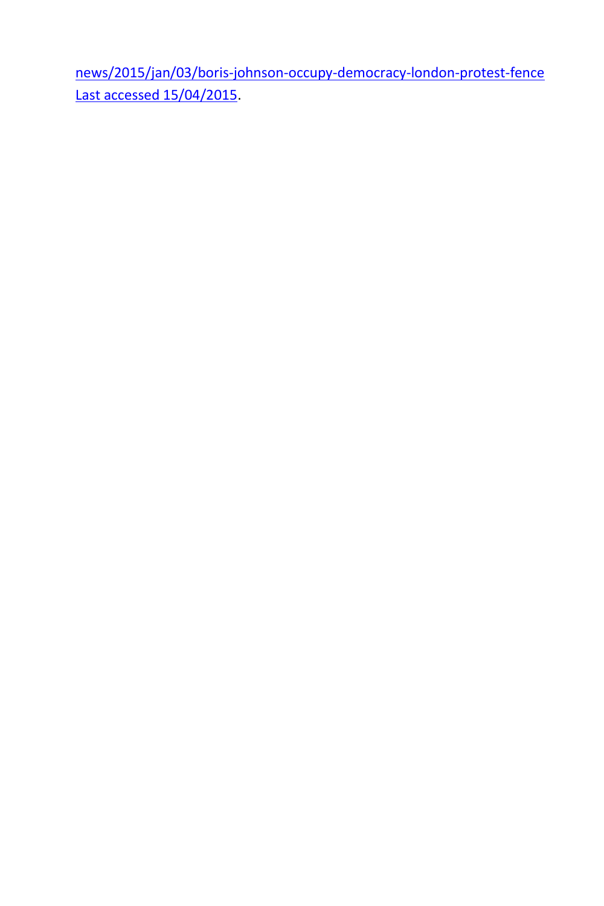news/2015/jan/03/boris-johnson-occupy-democracy-london-protest-fence Last accessed 15/04/2015.